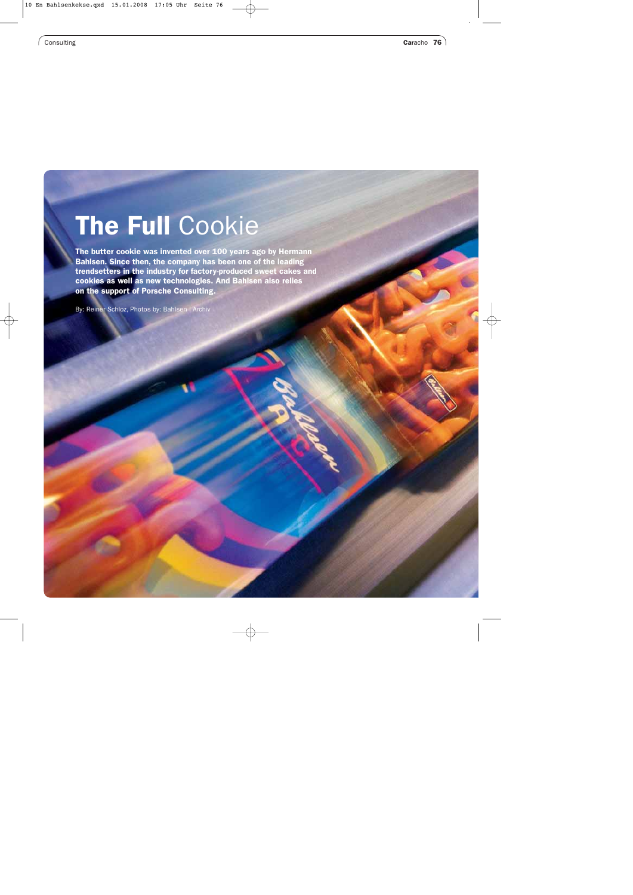# The Full Cookie

**The butter cookie was invented over 100 years ago by Hermann Bahlsen. Since then, the company has been one of the leading trendsetters in the industry for factory-produced sweet cakes and cookies as well as new technologies. And Bahlsen also relies on the support of Porsche Consulting.**

By: Reiner Schloz, Photos by: Bahlsen | Archiv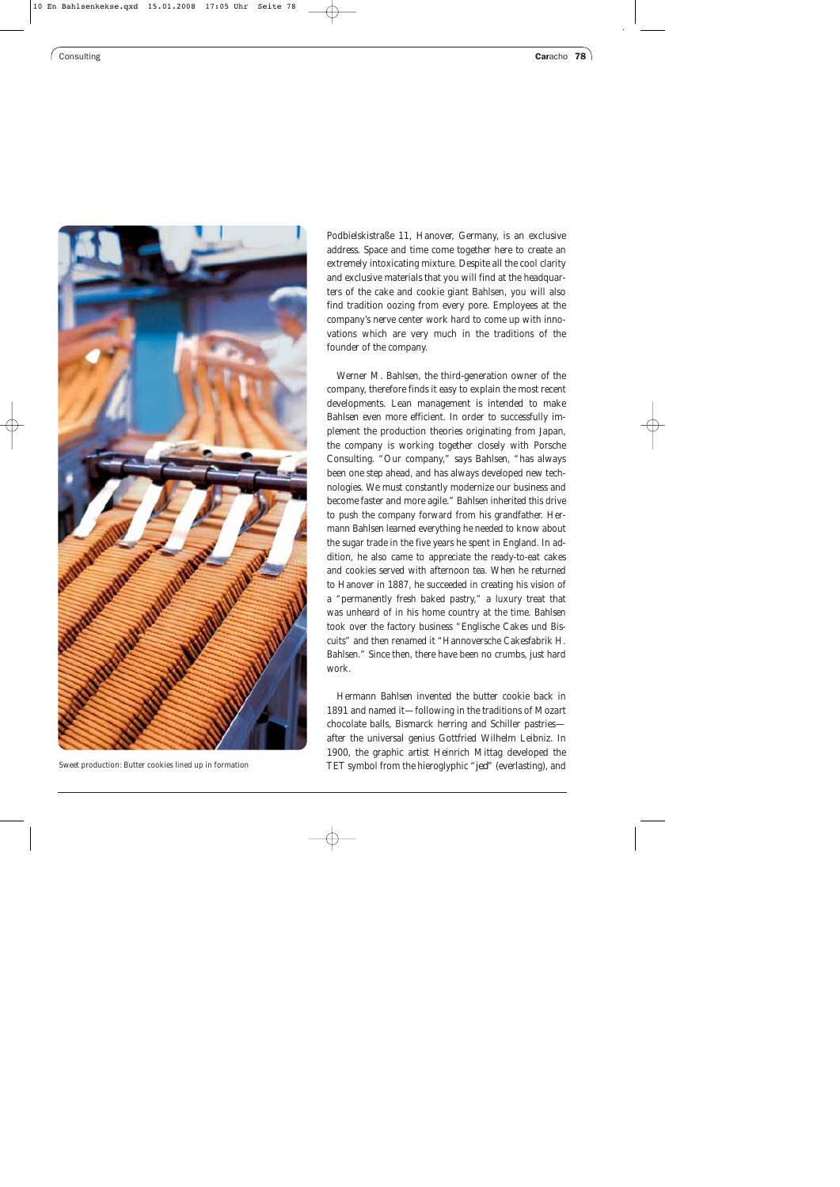Sweet production: Butter cookies lined up in formation

Podbielskistraße 11, Hanover, Germany, is an exclusive address. Space and time come together here to create an extremely intoxicating mixture. Despite all the cool clarity and exclusive materials that you will find at the headquarters of the cake and cookie giant Bahlsen, you will also find tradition oozing from every pore. Employees at the company's nerve center work hard to come up with innovations which are very much in the traditions of the founder of the company.

Werner M. Bahlsen, the third-generation owner of the company, therefore finds it easy to explain the most recent developments. Lean management is intended to make Bahlsen even more efficient. In order to successfully implement the production theories originating from Japan, the company is working together closely with Porsche Consulting. "Our company," says Bahlsen, "has always been one step ahead, and has always developed new technologies. We must constantly modernize our business and become faster and more agile." Bahlsen inherited this drive to push the company forward from his grandfather. Hermann Bahlsen learned everything he needed to know about the sugar trade in the five years he spent in England. In addition, he also came to appreciate the ready-to-eat cakes and cookies served with afternoon tea. When he returned to Hanover in 1887, he succeeded in creating his vision of a "permanently fresh baked pastry," a luxury treat that was unheard of in his home country at the time. Bahlsen took over the factory business "Englische Cakes und Biscuits" and then renamed it "Hannoversche Cakesfabrik H. Bahlsen." Since then, there have been no crumbs, just hard work.

Hermann Bahlsen invented the butter cookie back in 1891 and named it—following in the traditions of Mozart chocolate balls, Bismarck herring and Schiller pastries—after the universal genius Gottfried Wilhelm Leibniz. In 1900, the graphic artist Heinrich Mittag developed the TET symbol from the hieroglyphic "*jed*" (everlasting), and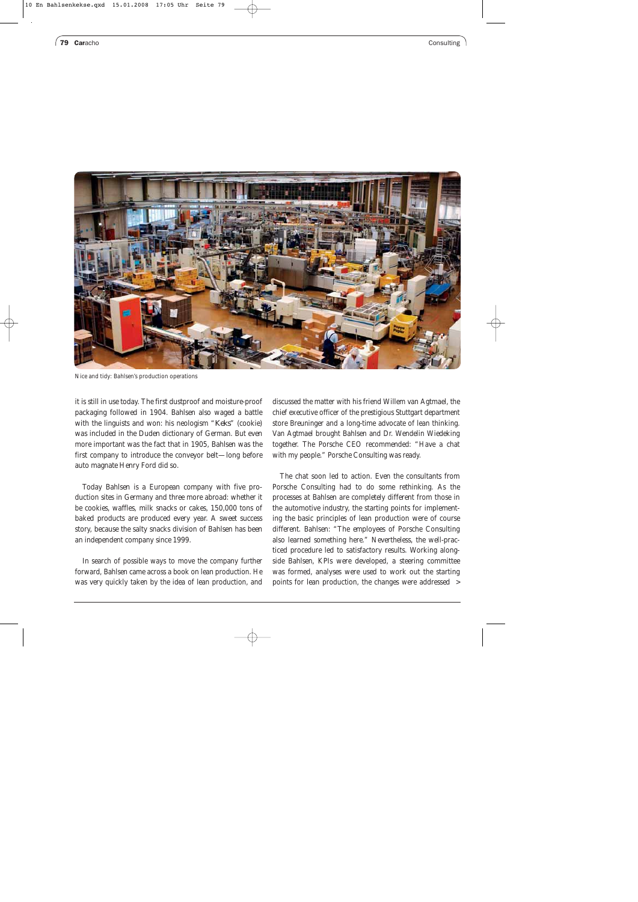Nice and tidy: Bahlsen's production operations

it is still in use today. The first dustproof and moisture-proof packaging followed in 1904. Bahlsen also waged a battle with the linguists and won: his neologism "Keks" (cookie) was included in the Duden dictionary of German. But even more important was the fact that in 1905, Bahlsen was the first company to introduce the conveyor belt—long before auto magnate Henry Ford did so.

Today Bahlsen is a European company with five production sites in Germany and three more abroad: whether it be cookies, waffles, milk snacks or cakes, 150,000 tons of baked products are produced every year. A sweet success story, because the salty snacks division of Bahlsen has been an independent company since 1999.

In search of possible ways to move the company further forward, Bahlsen came across a book on lean production. He was very quickly taken by the idea of lean production, and discussed the matter with his friend Willem van Agtmael, the chief executive officer of the prestigious Stuttgart department store Breuninger and a long-time advocate of lean thinking. Van Agtmael brought Bahlsen and Dr. Wendelin Wiedeking together. The Porsche CEO recommended: "Have a chat with my people." Porsche Consulting was ready.

The chat soon led to action. Even the consultants from Porsche Consulting had to do some rethinking. As the processes at Bahlsen are completely different from those in the automotive industry, the starting points for implementing the basic principles of lean production were of course different. Bahlsen: "The employees of Porsche Consulting also learned something here." Nevertheless, the well-practiced procedure led to satisfactory results. Working alongside Bahlsen, KPIs were developed, a steering committee was formed, analyses were used to work out the starting points for lean production, the changes were addressed >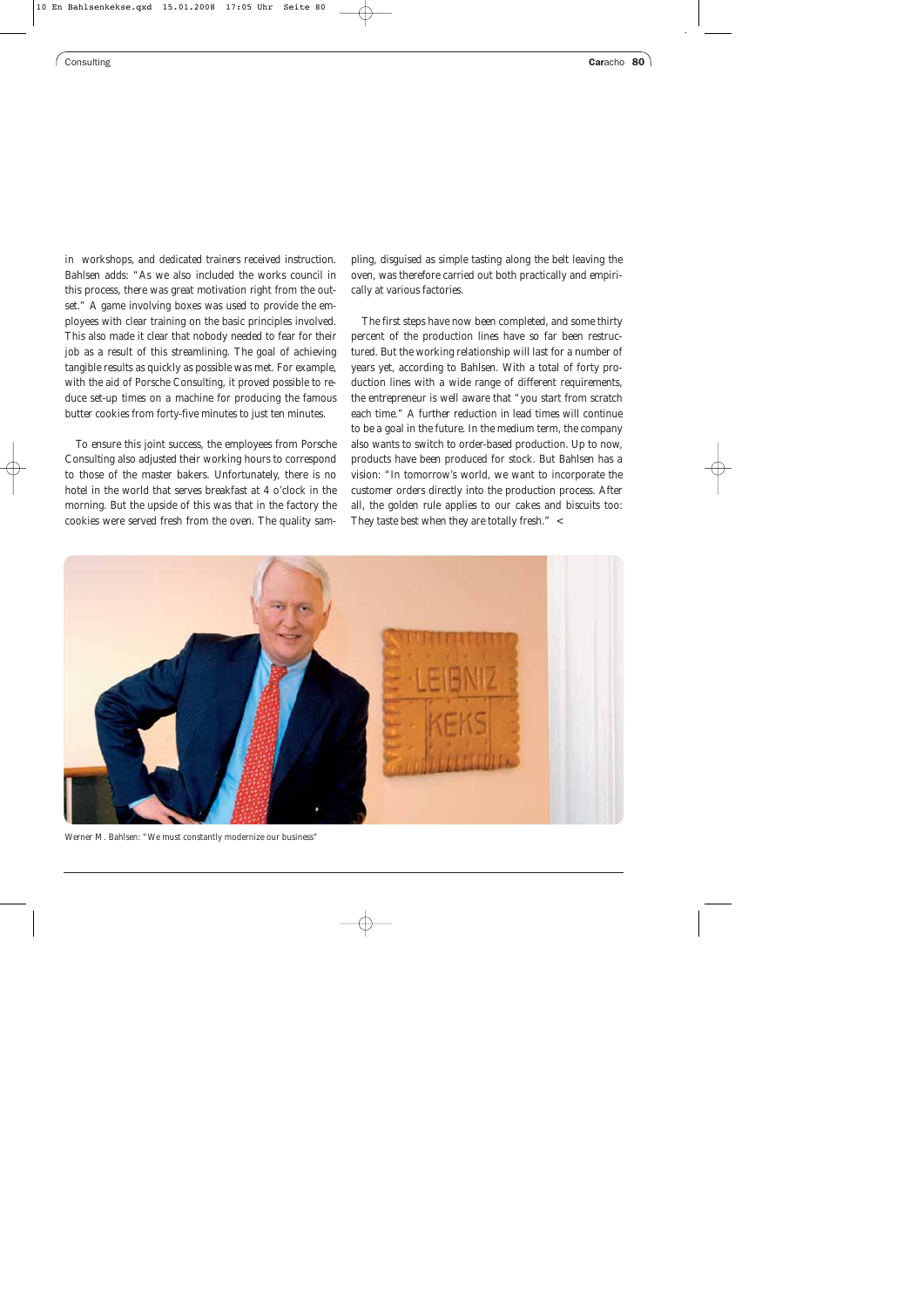in workshops, and dedicated trainers received instruction. Bahlsen adds: "As we also included the works council in this process, there was great motivation right from the outset." A game involving boxes was used to provide the employees with clear training on the basic principles involved. This also made it clear that nobody needed to fear for their job as a result of this streamlining. The goal of achieving tangible results as quickly as possible was met. For example, with the aid of Porsche Consulting, it proved possible to reduce set-up times on a machine for producing the famous butter cookies from forty-five minutes to just ten minutes.

To ensure this joint success, the employees from Porsche Consulting also adjusted their working hours to correspond to those of the master bakers. Unfortunately, there is no hotel in the world that serves breakfast at 4 o'clock in the morning. But the upside of this was that in the factory the cookies were served fresh from the oven. The quality sampling, disguised as simple tasting along the belt leaving the oven, was therefore carried out both practically and empirically at various factories.

The first steps have now been completed, and some thirty percent of the production lines have so far been restructured. But the working relationship will last for a number of years yet, according to Bahlsen. With a total of forty production lines with a wide range of different requirements, the entrepreneur is well aware that "you start from scratch each time." A further reduction in lead times will continue to be a goal in the future. In the medium term, the company also wants to switch to order-based production. Up to now, products have been produced for stock. But Bahlsen has a vision: "In tomorrow's world, we want to incorporate the customer orders directly into the production process. After all, the golden rule applies to our cakes and biscuits too: They taste best when they are totally fresh." <

Werner M. Bahlsen: "We must constantly modernize our business"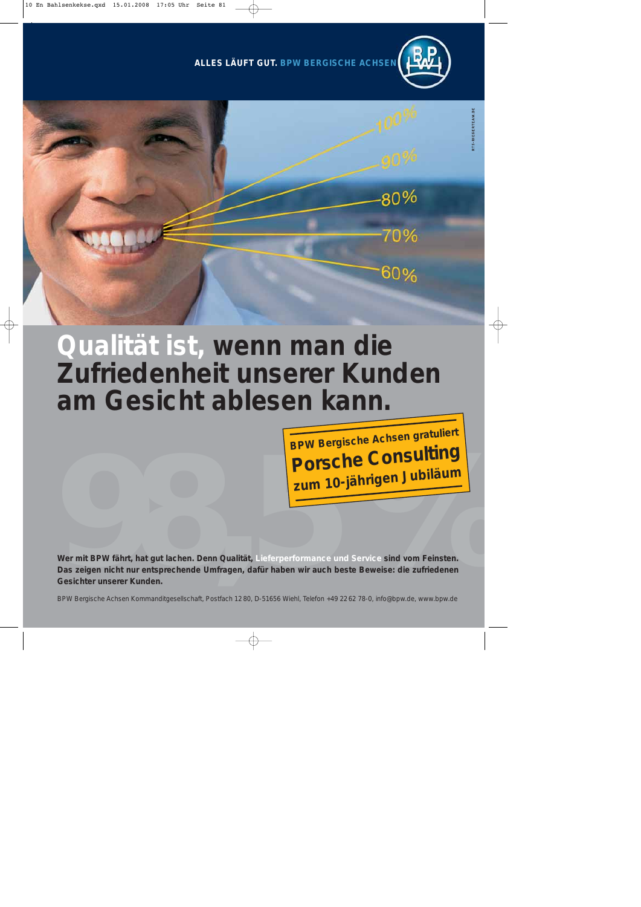**ALLES LÄUFT GUT.** BPW BERGISCHE ACHSEN

100%

90%

80%

70%

60%

# Qualität ist, wenn man die Zufriedenheit unserer Kunden am Gesicht ablesen kann.

**BPW Bergische Achsen gratuliert**
**Porsche Consulting**
**zum 10-jährigen Jubiläum**

98,5 %

**Wer mit BPW fährt, hat gut lachen. Denn Qualität, Lieferperformance und Service sind vom Feinsten. Das zeigen nicht nur entsprechende Umfragen, dafür haben wir auch beste Beweise: die zufriedenen Gesichter unserer Kunden.**

BPW Bergische Achsen Kommanditgesellschaft, Postfach 12 80, D-51656 Wiehl, Telefon +49 22 62 78-0, info@bpw.de, www.bpw.de